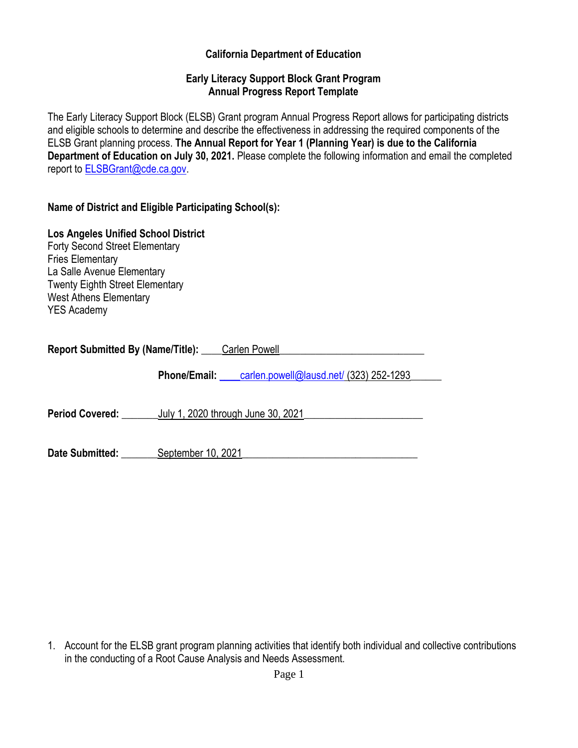**California Department of Education**

**Early Literacy Support Block Grant Program**
**Annual Progress Report Template**

The Early Literacy Support Block (ELSB) Grant program Annual Progress Report allows for participating districts and eligible schools to determine and describe the effectiveness in addressing the required components of the ELSB Grant planning process. **The Annual Report for Year 1 (Planning Year) is due to the California Department of Education on July 30, 2021.** Please complete the following information and email the completed report to ELSBGrant@cde.ca.gov.

**Name of District and Eligible Participating School(s):**

**Los Angeles Unified School District**
Forty Second Street Elementary
Fries Elementary
La Salle Avenue Elementary
Twenty Eighth Street Elementary
West Athens Elementary
YES Academy

**Report Submitted By (Name/Title):** Carlen Powell

**Phone/Email:** carlen.powell@lausd.net/ (323) 252-1293

**Period Covered:** July 1, 2020 through June 30, 2021

**Date Submitted:** September 10, 2021

1. Account for the ELSB grant program planning activities that identify both individual and collective contributions in the conducting of a Root Cause Analysis and Needs Assessment.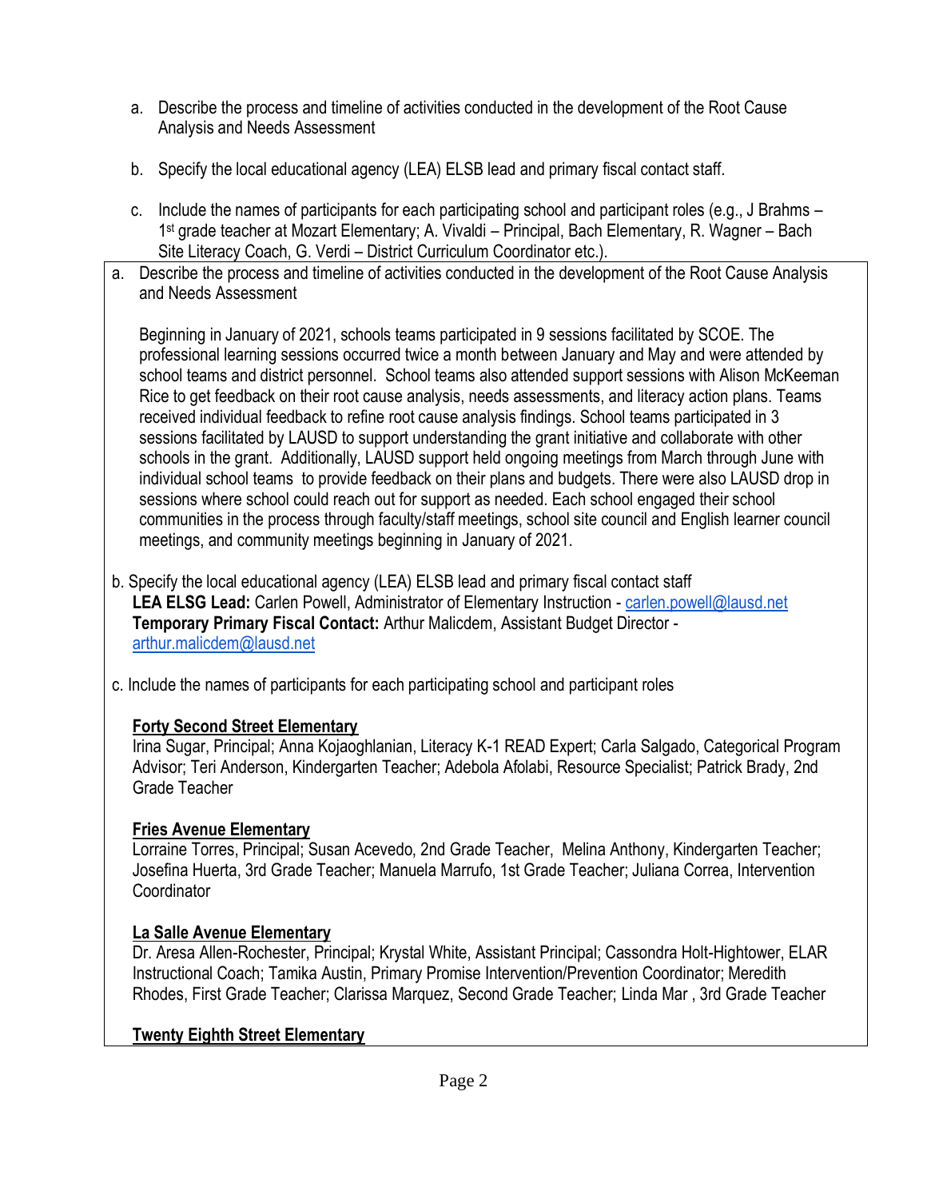a. Describe the process and timeline of activities conducted in the development of the Root Cause Analysis and Needs Assessment

b. Specify the local educational agency (LEA) ELSB lead and primary fiscal contact staff.

c. Include the names of participants for each participating school and participant roles (e.g., J Brahms – 1st grade teacher at Mozart Elementary; A. Vivaldi – Principal, Bach Elementary, R. Wagner – Bach Site Literacy Coach, G. Verdi – District Curriculum Coordinator etc.).

a. Describe the process and timeline of activities conducted in the development of the Root Cause Analysis and Needs Assessment

Beginning in January of 2021, schools teams participated in 9 sessions facilitated by SCOE. The professional learning sessions occurred twice a month between January and May and were attended by school teams and district personnel. School teams also attended support sessions with Alison McKeeman Rice to get feedback on their root cause analysis, needs assessments, and literacy action plans. Teams received individual feedback to refine root cause analysis findings. School teams participated in 3 sessions facilitated by LAUSD to support understanding the grant initiative and collaborate with other schools in the grant. Additionally, LAUSD support held ongoing meetings from March through June with individual school teams to provide feedback on their plans and budgets. There were also LAUSD drop in sessions where school could reach out for support as needed. Each school engaged their school communities in the process through faculty/staff meetings, school site council and English learner council meetings, and community meetings beginning in January of 2021.

b. Specify the local educational agency (LEA) ELSB lead and primary fiscal contact staff

**LEA ELSG Lead:** Carlen Powell, Administrator of Elementary Instruction - carlen.powell@lausd.net
**Temporary Primary Fiscal Contact:** Arthur Malicdem, Assistant Budget Director - arthur.malicdem@lausd.net

c. Include the names of participants for each participating school and participant roles

**Forty Second Street Elementary**
Irina Sugar, Principal; Anna Kojaoghlanian, Literacy K-1 READ Expert; Carla Salgado, Categorical Program Advisor; Teri Anderson, Kindergarten Teacher; Adebola Afolabi, Resource Specialist; Patrick Brady, 2nd Grade Teacher

**Fries Avenue Elementary**
Lorraine Torres, Principal; Susan Acevedo, 2nd Grade Teacher, Melina Anthony, Kindergarten Teacher; Josefina Huerta, 3rd Grade Teacher; Manuela Marrufo, 1st Grade Teacher; Juliana Correa, Intervention Coordinator

**La Salle Avenue Elementary**
Dr. Aresa Allen-Rochester, Principal; Krystal White, Assistant Principal; Cassondra Holt-Hightower, ELAR Instructional Coach; Tamika Austin, Primary Promise Intervention/Prevention Coordinator; Meredith Rhodes, First Grade Teacher; Clarissa Marquez, Second Grade Teacher; Linda Mar , 3rd Grade Teacher

**Twenty Eighth Street Elementary**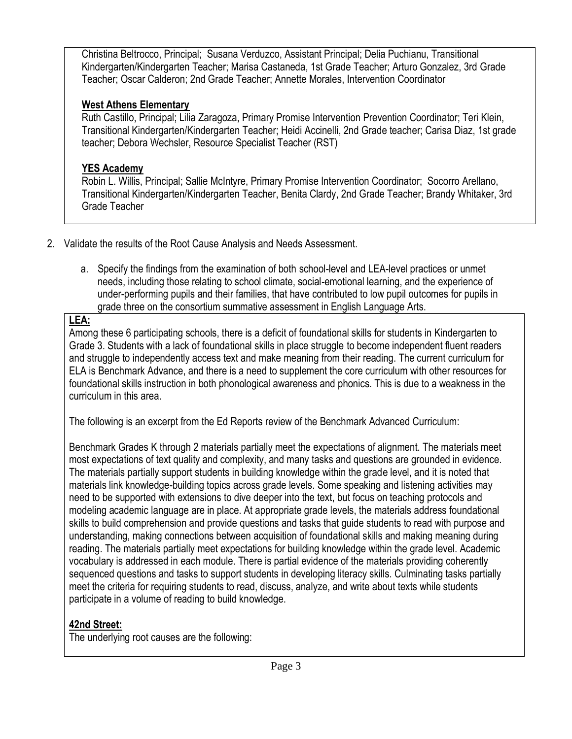Christina Beltrocco, Principal; Susana Verduzco, Assistant Principal; Delia Puchianu, Transitional Kindergarten/Kindergarten Teacher; Marisa Castaneda, 1st Grade Teacher; Arturo Gonzalez, 3rd Grade Teacher; Oscar Calderon; 2nd Grade Teacher; Annette Morales, Intervention Coordinator

**West Athens Elementary**

Ruth Castillo, Principal; Lilia Zaragoza, Primary Promise Intervention Prevention Coordinator; Teri Klein, Transitional Kindergarten/Kindergarten Teacher; Heidi Accinelli, 2nd Grade teacher; Carisa Diaz, 1st grade teacher; Debora Wechsler, Resource Specialist Teacher (RST)

**YES Academy**

Robin L. Willis, Principal; Sallie McIntyre, Primary Promise Intervention Coordinator; Socorro Arellano, Transitional Kindergarten/Kindergarten Teacher, Benita Clardy, 2nd Grade Teacher; Brandy Whitaker, 3rd Grade Teacher

2. Validate the results of the Root Cause Analysis and Needs Assessment.

   a. Specify the findings from the examination of both school-level and LEA-level practices or unmet needs, including those relating to school climate, social-emotional learning, and the experience of under-performing pupils and their families, that have contributed to low pupil outcomes for pupils in grade three on the consortium summative assessment in English Language Arts.

**LEA:**

Among these 6 participating schools, there is a deficit of foundational skills for students in Kindergarten to Grade 3. Students with a lack of foundational skills in place struggle to become independent fluent readers and struggle to independently access text and make meaning from their reading. The current curriculum for ELA is Benchmark Advance, and there is a need to supplement the core curriculum with other resources for foundational skills instruction in both phonological awareness and phonics. This is due to a weakness in the curriculum in this area.

The following is an excerpt from the Ed Reports review of the Benchmark Advanced Curriculum:

Benchmark Grades K through 2 materials partially meet the expectations of alignment. The materials meet most expectations of text quality and complexity, and many tasks and questions are grounded in evidence. The materials partially support students in building knowledge within the grade level, and it is noted that materials link knowledge-building topics across grade levels. Some speaking and listening activities may need to be supported with extensions to dive deeper into the text, but focus on teaching protocols and modeling academic language are in place. At appropriate grade levels, the materials address foundational skills to build comprehension and provide questions and tasks that guide students to read with purpose and understanding, making connections between acquisition of foundational skills and making meaning during reading. The materials partially meet expectations for building knowledge within the grade level. Academic vocabulary is addressed in each module. There is partial evidence of the materials providing coherently sequenced questions and tasks to support students in developing literacy skills. Culminating tasks partially meet the criteria for requiring students to read, discuss, analyze, and write about texts while students participate in a volume of reading to build knowledge.

**42nd Street:**

The underlying root causes are the following: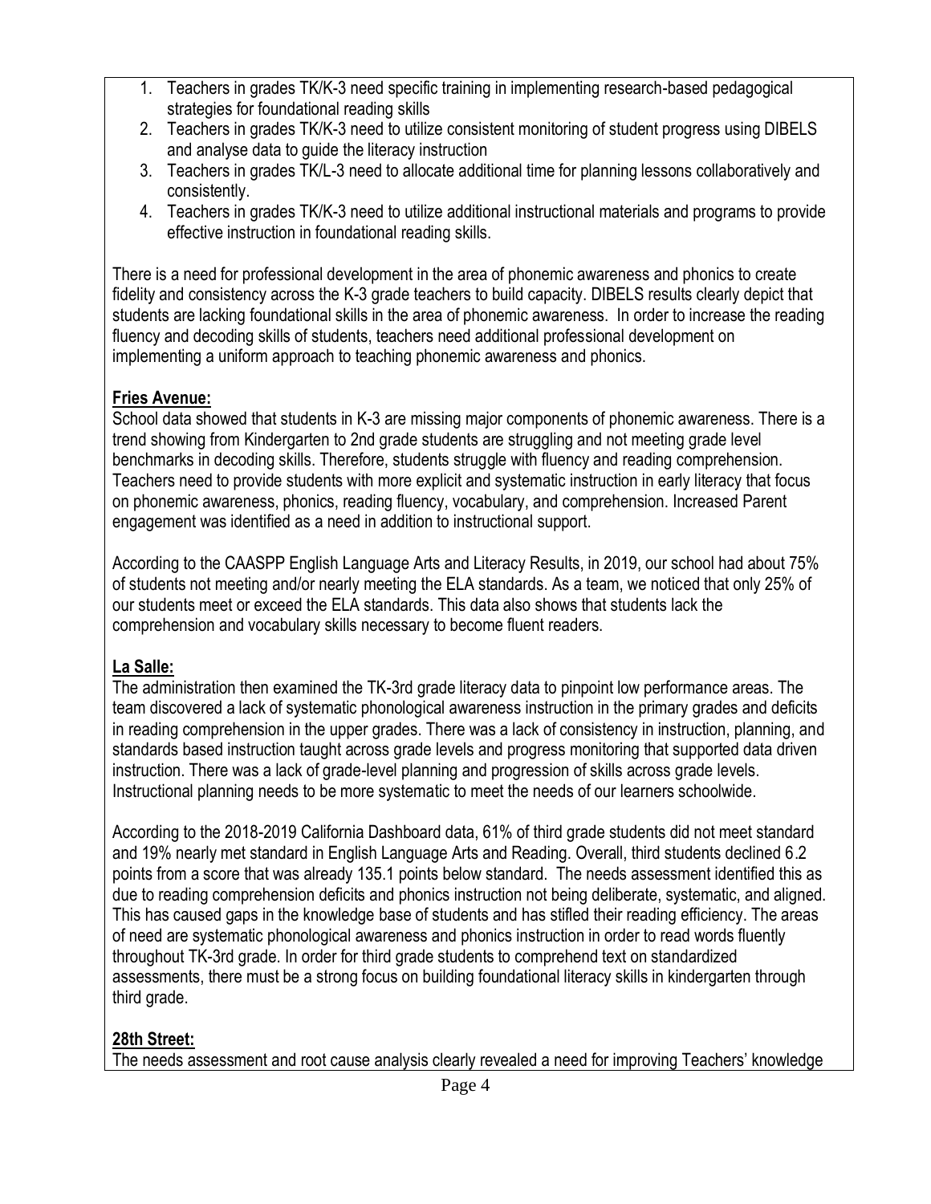1. Teachers in grades TK/K-3 need specific training in implementing research-based pedagogical strategies for foundational reading skills
2. Teachers in grades TK/K-3 need to utilize consistent monitoring of student progress using DIBELS and analyse data to guide the literacy instruction
3. Teachers in grades TK/L-3 need to allocate additional time for planning lessons collaboratively and consistently.
4. Teachers in grades TK/K-3 need to utilize additional instructional materials and programs to provide effective instruction in foundational reading skills.

There is a need for professional development in the area of phonemic awareness and phonics to create fidelity and consistency across the K-3 grade teachers to build capacity. DIBELS results clearly depict that students are lacking foundational skills in the area of phonemic awareness. In order to increase the reading fluency and decoding skills of students, teachers need additional professional development on implementing a uniform approach to teaching phonemic awareness and phonics.

**Fries Avenue:**

School data showed that students in K-3 are missing major components of phonemic awareness. There is a trend showing from Kindergarten to 2nd grade students are struggling and not meeting grade level benchmarks in decoding skills. Therefore, students struggle with fluency and reading comprehension. Teachers need to provide students with more explicit and systematic instruction in early literacy that focus on phonemic awareness, phonics, reading fluency, vocabulary, and comprehension. Increased Parent engagement was identified as a need in addition to instructional support.

According to the CAASPP English Language Arts and Literacy Results, in 2019, our school had about 75% of students not meeting and/or nearly meeting the ELA standards. As a team, we noticed that only 25% of our students meet or exceed the ELA standards. This data also shows that students lack the comprehension and vocabulary skills necessary to become fluent readers.

**La Salle:**

The administration then examined the TK-3rd grade literacy data to pinpoint low performance areas. The team discovered a lack of systematic phonological awareness instruction in the primary grades and deficits in reading comprehension in the upper grades. There was a lack of consistency in instruction, planning, and standards based instruction taught across grade levels and progress monitoring that supported data driven instruction. There was a lack of grade-level planning and progression of skills across grade levels. Instructional planning needs to be more systematic to meet the needs of our learners schoolwide.

According to the 2018-2019 California Dashboard data, 61% of third grade students did not meet standard and 19% nearly met standard in English Language Arts and Reading. Overall, third students declined 6.2 points from a score that was already 135.1 points below standard. The needs assessment identified this as due to reading comprehension deficits and phonics instruction not being deliberate, systematic, and aligned. This has caused gaps in the knowledge base of students and has stifled their reading efficiency. The areas of need are systematic phonological awareness and phonics instruction in order to read words fluently throughout TK-3rd grade. In order for third grade students to comprehend text on standardized assessments, there must be a strong focus on building foundational literacy skills in kindergarten through third grade.

**28th Street:**

The needs assessment and root cause analysis clearly revealed a need for improving Teachers' knowledge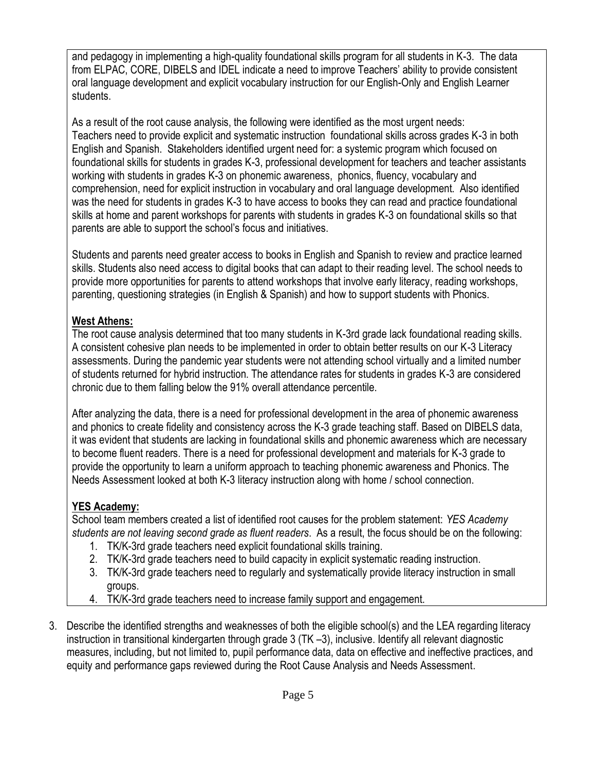and pedagogy in implementing a high-quality foundational skills program for all students in K-3. The data from ELPAC, CORE, DIBELS and IDEL indicate a need to improve Teachers' ability to provide consistent oral language development and explicit vocabulary instruction for our English-Only and English Learner students.

As a result of the root cause analysis, the following were identified as the most urgent needs: Teachers need to provide explicit and systematic instruction foundational skills across grades K-3 in both English and Spanish. Stakeholders identified urgent need for: a systemic program which focused on foundational skills for students in grades K-3, professional development for teachers and teacher assistants working with students in grades K-3 on phonemic awareness, phonics, fluency, vocabulary and comprehension, need for explicit instruction in vocabulary and oral language development. Also identified was the need for students in grades K-3 to have access to books they can read and practice foundational skills at home and parent workshops for parents with students in grades K-3 on foundational skills so that parents are able to support the school's focus and initiatives.

Students and parents need greater access to books in English and Spanish to review and practice learned skills. Students also need access to digital books that can adapt to their reading level. The school needs to provide more opportunities for parents to attend workshops that involve early literacy, reading workshops, parenting, questioning strategies (in English & Spanish) and how to support students with Phonics.

**West Athens:**

The root cause analysis determined that too many students in K-3rd grade lack foundational reading skills. A consistent cohesive plan needs to be implemented in order to obtain better results on our K-3 Literacy assessments. During the pandemic year students were not attending school virtually and a limited number of students returned for hybrid instruction. The attendance rates for students in grades K-3 are considered chronic due to them falling below the 91% overall attendance percentile.

After analyzing the data, there is a need for professional development in the area of phonemic awareness and phonics to create fidelity and consistency across the K-3 grade teaching staff. Based on DIBELS data, it was evident that students are lacking in foundational skills and phonemic awareness which are necessary to become fluent readers. There is a need for professional development and materials for K-3 grade to provide the opportunity to learn a uniform approach to teaching phonemic awareness and Phonics. The Needs Assessment looked at both K-3 literacy instruction along with home / school connection.

**YES Academy:**

School team members created a list of identified root causes for the problem statement: *YES Academy students are not leaving second grade as fluent readers*. As a result, the focus should be on the following:

1. TK/K-3rd grade teachers need explicit foundational skills training.
2. TK/K-3rd grade teachers need to build capacity in explicit systematic reading instruction.
3. TK/K-3rd grade teachers need to regularly and systematically provide literacy instruction in small groups.
4. TK/K-3rd grade teachers need to increase family support and engagement.

3. Describe the identified strengths and weaknesses of both the eligible school(s) and the LEA regarding literacy instruction in transitional kindergarten through grade 3 (TK –3), inclusive. Identify all relevant diagnostic measures, including, but not limited to, pupil performance data, data on effective and ineffective practices, and equity and performance gaps reviewed during the Root Cause Analysis and Needs Assessment.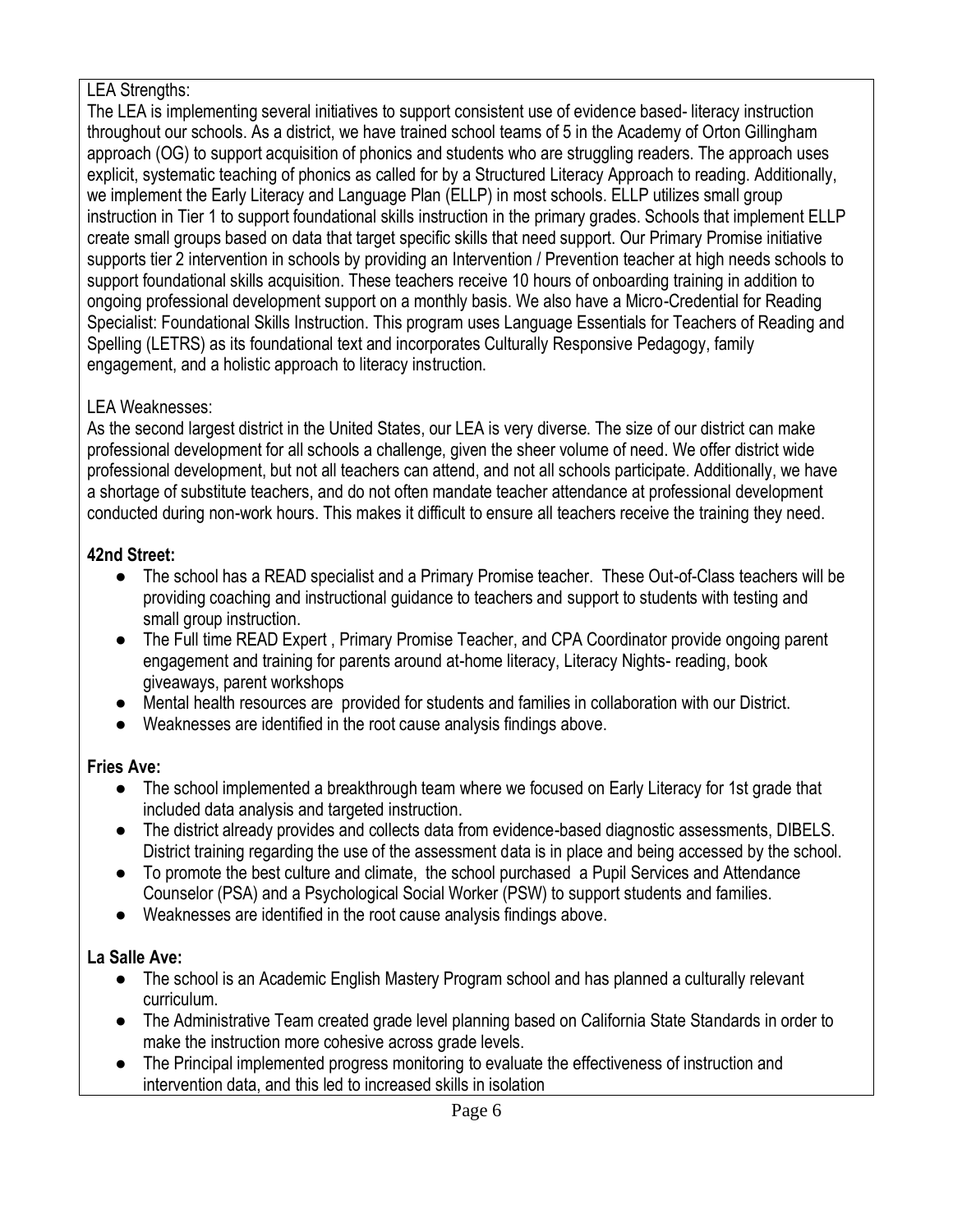LEA Strengths:

The LEA is implementing several initiatives to support consistent use of evidence based- literacy instruction throughout our schools. As a district, we have trained school teams of 5 in the Academy of Orton Gillingham approach (OG) to support acquisition of phonics and students who are struggling readers. The approach uses explicit, systematic teaching of phonics as called for by a Structured Literacy Approach to reading. Additionally, we implement the Early Literacy and Language Plan (ELLP) in most schools. ELLP utilizes small group instruction in Tier 1 to support foundational skills instruction in the primary grades. Schools that implement ELLP create small groups based on data that target specific skills that need support. Our Primary Promise initiative supports tier 2 intervention in schools by providing an Intervention / Prevention teacher at high needs schools to support foundational skills acquisition. These teachers receive 10 hours of onboarding training in addition to ongoing professional development support on a monthly basis. We also have a Micro-Credential for Reading Specialist: Foundational Skills Instruction. This program uses Language Essentials for Teachers of Reading and Spelling (LETRS) as its foundational text and incorporates Culturally Responsive Pedagogy, family engagement, and a holistic approach to literacy instruction.

LEA Weaknesses:

As the second largest district in the United States, our LEA is very diverse. The size of our district can make professional development for all schools a challenge, given the sheer volume of need. We offer district wide professional development, but not all teachers can attend, and not all schools participate. Additionally, we have a shortage of substitute teachers, and do not often mandate teacher attendance at professional development conducted during non-work hours. This makes it difficult to ensure all teachers receive the training they need.

**42nd Street:**

- The school has a READ specialist and a Primary Promise teacher. These Out-of-Class teachers will be providing coaching and instructional guidance to teachers and support to students with testing and small group instruction.
- The Full time READ Expert , Primary Promise Teacher, and CPA Coordinator provide ongoing parent engagement and training for parents around at-home literacy, Literacy Nights- reading, book giveaways, parent workshops
- Mental health resources are provided for students and families in collaboration with our District.
- Weaknesses are identified in the root cause analysis findings above.

**Fries Ave:**

- The school implemented a breakthrough team where we focused on Early Literacy for 1st grade that included data analysis and targeted instruction.
- The district already provides and collects data from evidence-based diagnostic assessments, DIBELS. District training regarding the use of the assessment data is in place and being accessed by the school.
- To promote the best culture and climate, the school purchased a Pupil Services and Attendance Counselor (PSA) and a Psychological Social Worker (PSW) to support students and families.
- Weaknesses are identified in the root cause analysis findings above.

**La Salle Ave:**

- The school is an Academic English Mastery Program school and has planned a culturally relevant curriculum.
- The Administrative Team created grade level planning based on California State Standards in order to make the instruction more cohesive across grade levels.
- The Principal implemented progress monitoring to evaluate the effectiveness of instruction and intervention data, and this led to increased skills in isolation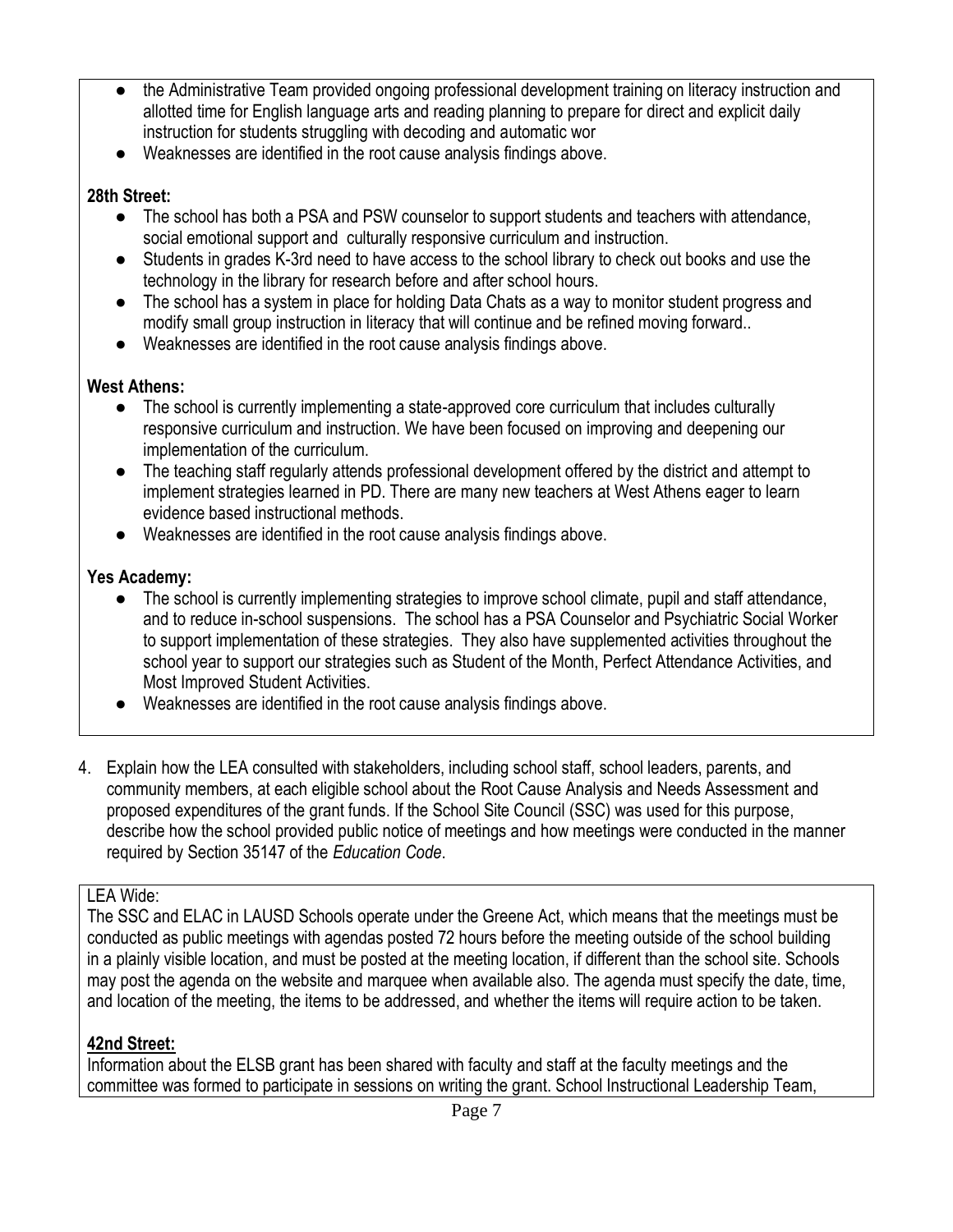- the Administrative Team provided ongoing professional development training on literacy instruction and allotted time for English language arts and reading planning to prepare for direct and explicit daily instruction for students struggling with decoding and automatic wor
- Weaknesses are identified in the root cause analysis findings above.

**28th Street:**

- The school has both a PSA and PSW counselor to support students and teachers with attendance, social emotional support and culturally responsive curriculum and instruction.
- Students in grades K-3rd need to have access to the school library to check out books and use the technology in the library for research before and after school hours.
- The school has a system in place for holding Data Chats as a way to monitor student progress and modify small group instruction in literacy that will continue and be refined moving forward..
- Weaknesses are identified in the root cause analysis findings above.

**West Athens:**

- The school is currently implementing a state-approved core curriculum that includes culturally responsive curriculum and instruction. We have been focused on improving and deepening our implementation of the curriculum.
- The teaching staff regularly attends professional development offered by the district and attempt to implement strategies learned in PD. There are many new teachers at West Athens eager to learn evidence based instructional methods.
- Weaknesses are identified in the root cause analysis findings above.

**Yes Academy:**

- The school is currently implementing strategies to improve school climate, pupil and staff attendance, and to reduce in-school suspensions. The school has a PSA Counselor and Psychiatric Social Worker to support implementation of these strategies. They also have supplemented activities throughout the school year to support our strategies such as Student of the Month, Perfect Attendance Activities, and Most Improved Student Activities.
- Weaknesses are identified in the root cause analysis findings above.

4. Explain how the LEA consulted with stakeholders, including school staff, school leaders, parents, and community members, at each eligible school about the Root Cause Analysis and Needs Assessment and proposed expenditures of the grant funds. If the School Site Council (SSC) was used for this purpose, describe how the school provided public notice of meetings and how meetings were conducted in the manner required by Section 35147 of the *Education Code*.

LEA Wide:
The SSC and ELAC in LAUSD Schools operate under the Greene Act, which means that the meetings must be conducted as public meetings with agendas posted 72 hours before the meeting outside of the school building in a plainly visible location, and must be posted at the meeting location, if different than the school site. Schools may post the agenda on the website and marquee when available also. The agenda must specify the date, time, and location of the meeting, the items to be addressed, and whether the items will require action to be taken.

**42nd Street:**

Information about the ELSB grant has been shared with faculty and staff at the faculty meetings and the committee was formed to participate in sessions on writing the grant. School Instructional Leadership Team,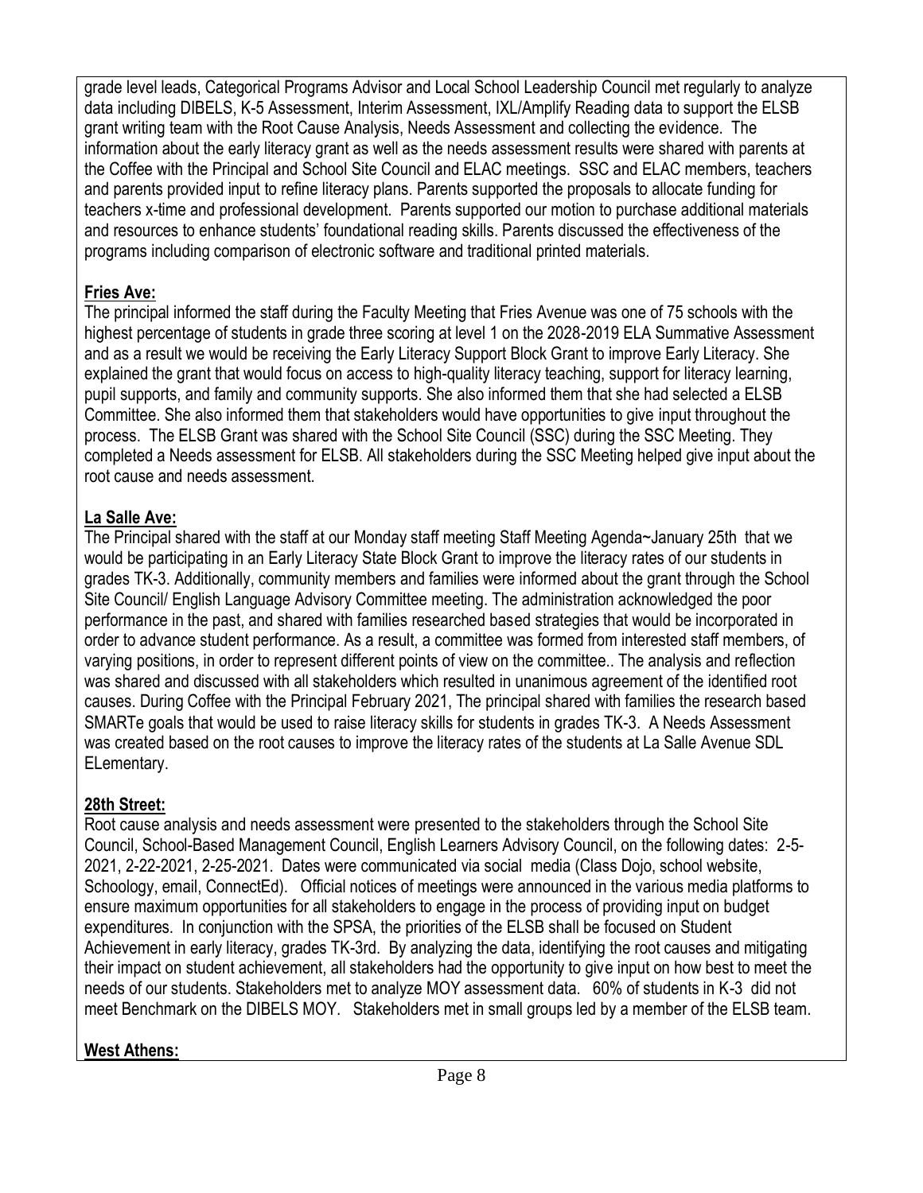grade level leads, Categorical Programs Advisor and Local School Leadership Council met regularly to analyze data including DIBELS, K-5 Assessment, Interim Assessment, IXL/Amplify Reading data to support the ELSB grant writing team with the Root Cause Analysis, Needs Assessment and collecting the evidence. The information about the early literacy grant as well as the needs assessment results were shared with parents at the Coffee with the Principal and School Site Council and ELAC meetings. SSC and ELAC members, teachers and parents provided input to refine literacy plans. Parents supported the proposals to allocate funding for teachers x-time and professional development. Parents supported our motion to purchase additional materials and resources to enhance students' foundational reading skills. Parents discussed the effectiveness of the programs including comparison of electronic software and traditional printed materials.

**Fries Ave:**

The principal informed the staff during the Faculty Meeting that Fries Avenue was one of 75 schools with the highest percentage of students in grade three scoring at level 1 on the 2028-2019 ELA Summative Assessment and as a result we would be receiving the Early Literacy Support Block Grant to improve Early Literacy. She explained the grant that would focus on access to high-quality literacy teaching, support for literacy learning, pupil supports, and family and community supports. She also informed them that she had selected a ELSB Committee. She also informed them that stakeholders would have opportunities to give input throughout the process. The ELSB Grant was shared with the School Site Council (SSC) during the SSC Meeting. They completed a Needs assessment for ELSB. All stakeholders during the SSC Meeting helped give input about the root cause and needs assessment.

**La Salle Ave:**

The Principal shared with the staff at our Monday staff meeting Staff Meeting Agenda~January 25th that we would be participating in an Early Literacy State Block Grant to improve the literacy rates of our students in grades TK-3. Additionally, community members and families were informed about the grant through the School Site Council/ English Language Advisory Committee meeting. The administration acknowledged the poor performance in the past, and shared with families researched based strategies that would be incorporated in order to advance student performance. As a result, a committee was formed from interested staff members, of varying positions, in order to represent different points of view on the committee.. The analysis and reflection was shared and discussed with all stakeholders which resulted in unanimous agreement of the identified root causes. During Coffee with the Principal February 2021, The principal shared with families the research based SMARTe goals that would be used to raise literacy skills for students in grades TK-3. A Needs Assessment was created based on the root causes to improve the literacy rates of the students at La Salle Avenue SDL ELementary.

**28th Street:**

Root cause analysis and needs assessment were presented to the stakeholders through the School Site Council, School-Based Management Council, English Learners Advisory Council, on the following dates: 2-5-2021, 2-22-2021, 2-25-2021. Dates were communicated via social media (Class Dojo, school website, Schoology, email, ConnectEd). Official notices of meetings were announced in the various media platforms to ensure maximum opportunities for all stakeholders to engage in the process of providing input on budget expenditures. In conjunction with the SPSA, the priorities of the ELSB shall be focused on Student Achievement in early literacy, grades TK-3rd. By analyzing the data, identifying the root causes and mitigating their impact on student achievement, all stakeholders had the opportunity to give input on how best to meet the needs of our students. Stakeholders met to analyze MOY assessment data. 60% of students in K-3 did not meet Benchmark on the DIBELS MOY. Stakeholders met in small groups led by a member of the ELSB team.

**West Athens:**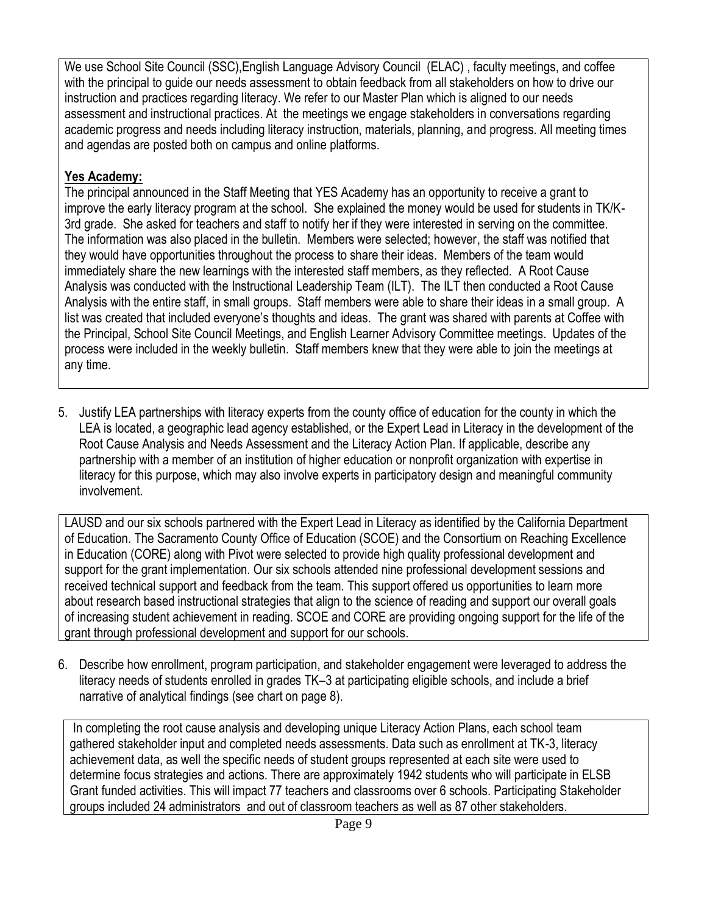We use School Site Council (SSC),English Language Advisory Council (ELAC) , faculty meetings, and coffee with the principal to guide our needs assessment to obtain feedback from all stakeholders on how to drive our instruction and practices regarding literacy. We refer to our Master Plan which is aligned to our needs assessment and instructional practices. At the meetings we engage stakeholders in conversations regarding academic progress and needs including literacy instruction, materials, planning, and progress. All meeting times and agendas are posted both on campus and online platforms.

**Yes Academy:**

The principal announced in the Staff Meeting that YES Academy has an opportunity to receive a grant to improve the early literacy program at the school. She explained the money would be used for students in TK/K-3rd grade. She asked for teachers and staff to notify her if they were interested in serving on the committee. The information was also placed in the bulletin. Members were selected; however, the staff was notified that they would have opportunities throughout the process to share their ideas. Members of the team would immediately share the new learnings with the interested staff members, as they reflected. A Root Cause Analysis was conducted with the Instructional Leadership Team (ILT). The ILT then conducted a Root Cause Analysis with the entire staff, in small groups. Staff members were able to share their ideas in a small group. A list was created that included everyone's thoughts and ideas. The grant was shared with parents at Coffee with the Principal, School Site Council Meetings, and English Learner Advisory Committee meetings. Updates of the process were included in the weekly bulletin. Staff members knew that they were able to join the meetings at any time.

5. Justify LEA partnerships with literacy experts from the county office of education for the county in which the LEA is located, a geographic lead agency established, or the Expert Lead in Literacy in the development of the Root Cause Analysis and Needs Assessment and the Literacy Action Plan. If applicable, describe any partnership with a member of an institution of higher education or nonprofit organization with expertise in literacy for this purpose, which may also involve experts in participatory design and meaningful community involvement.

LAUSD and our six schools partnered with the Expert Lead in Literacy as identified by the California Department of Education. The Sacramento County Office of Education (SCOE) and the Consortium on Reaching Excellence in Education (CORE) along with Pivot were selected to provide high quality professional development and support for the grant implementation. Our six schools attended nine professional development sessions and received technical support and feedback from the team. This support offered us opportunities to learn more about research based instructional strategies that align to the science of reading and support our overall goals of increasing student achievement in reading. SCOE and CORE are providing ongoing support for the life of the grant through professional development and support for our schools.

6. Describe how enrollment, program participation, and stakeholder engagement were leveraged to address the literacy needs of students enrolled in grades TK–3 at participating eligible schools, and include a brief narrative of analytical findings (see chart on page 8).

In completing the root cause analysis and developing unique Literacy Action Plans, each school team gathered stakeholder input and completed needs assessments. Data such as enrollment at TK-3, literacy achievement data, as well the specific needs of student groups represented at each site were used to determine focus strategies and actions. There are approximately 1942 students who will participate in ELSB Grant funded activities. This will impact 77 teachers and classrooms over 6 schools. Participating Stakeholder groups included 24 administrators and out of classroom teachers as well as 87 other stakeholders.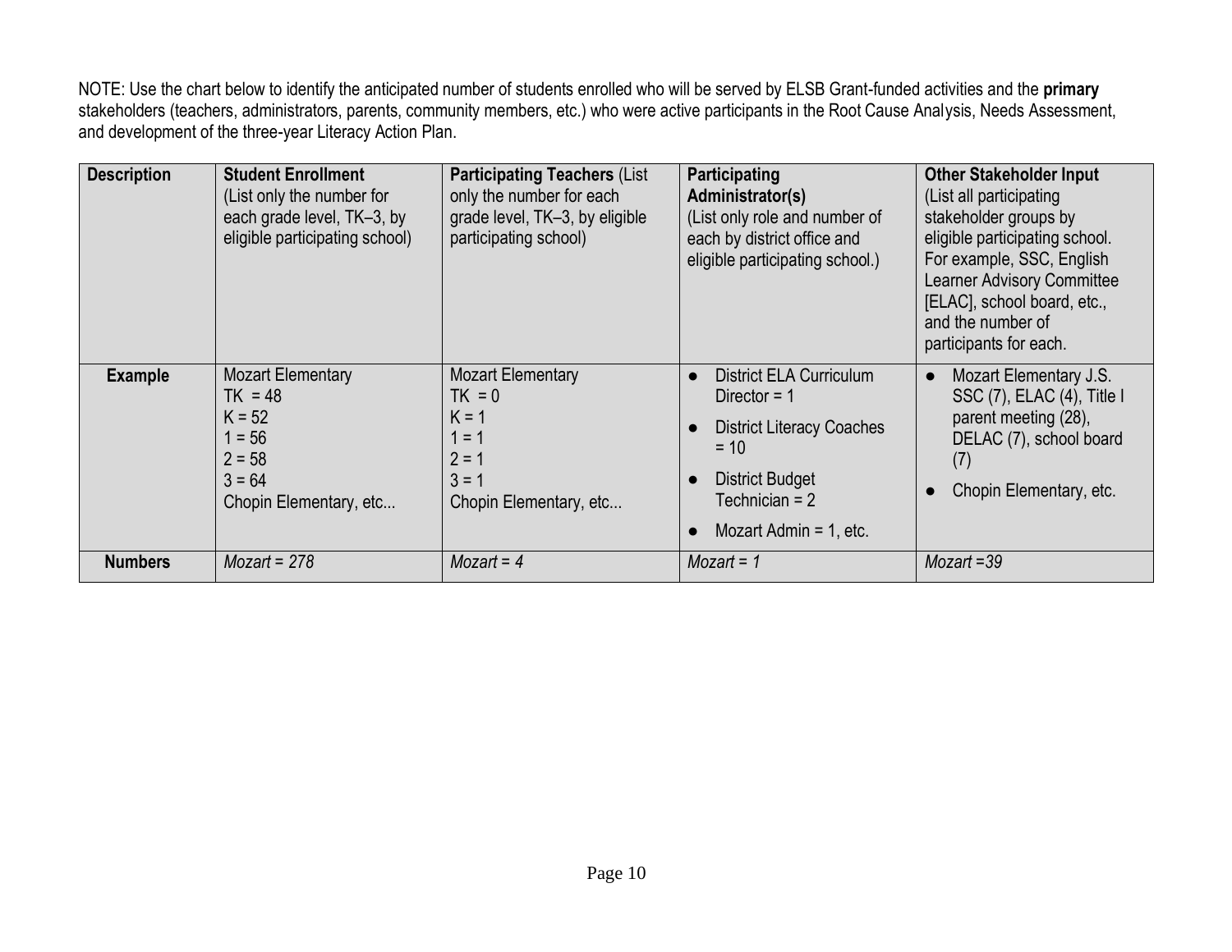NOTE: Use the chart below to identify the anticipated number of students enrolled who will be served by ELSB Grant-funded activities and the **primary** stakeholders (teachers, administrators, parents, community members, etc.) who were active participants in the Root Cause Analysis, Needs Assessment, and development of the three-year Literacy Action Plan.

| **Description** | **Student Enrollment** (List only the number for each grade level, TK–3, by eligible participating school) | **Participating Teachers** (List only the number for each grade level, TK–3, by eligible participating school) | **Participating Administrator(s)** (List only role and number of each by district office and eligible participating school.) | **Other Stakeholder Input** (List all participating stakeholder groups by eligible participating school. For example, SSC, English Learner Advisory Committee [ELAC], school board, etc., and the number of participants for each. |
|---|---|---|---|---|
| **Example** | Mozart Elementary<br>TK = 48<br>K = 52<br>1 = 56<br>2 = 58<br>3 = 64<br>Chopin Elementary, etc... | Mozart Elementary<br>TK = 0<br>K = 1<br>1 = 1<br>2 = 1<br>3 = 1<br>Chopin Elementary, etc... | • District ELA Curriculum Director = 1<br>• District Literacy Coaches = 10<br>• District Budget Technician = 2<br>• Mozart Admin = 1, etc. | • Mozart Elementary J.S. SSC (7), ELAC (4), Title I parent meeting (28), DELAC (7), school board (7)<br>• Chopin Elementary, etc. |
| **Numbers** | *Mozart = 278* | *Mozart = 4* | *Mozart = 1* | *Mozart =39* |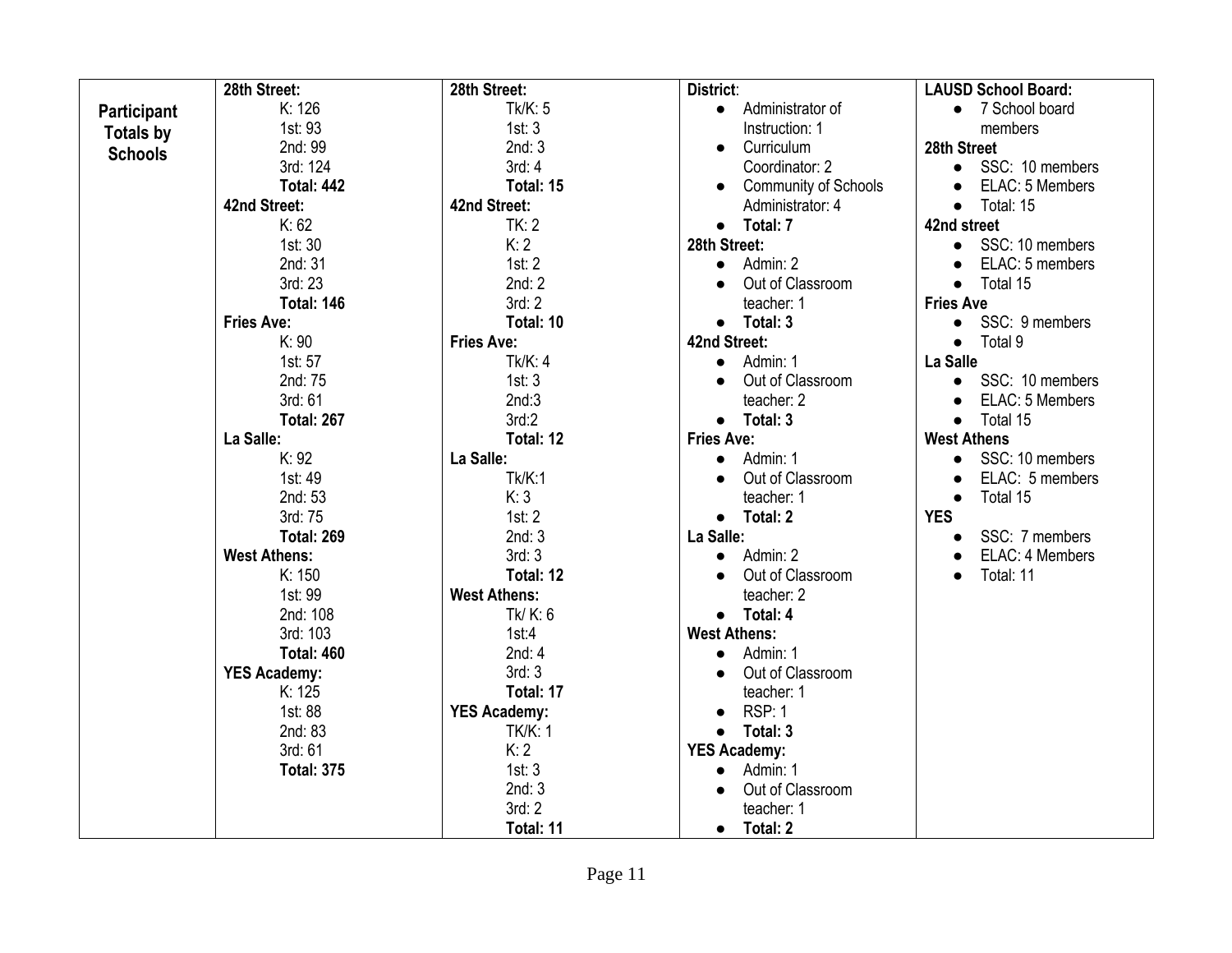| Participant Totals by Schools | 28th Street:<br>K: 126<br>1st: 93<br>2nd: 99<br>3rd: 124<br>**Total: 442**<br>**42nd Street:**<br>K: 62<br>1st: 30<br>2nd: 31<br>3rd: 23<br>**Total: 146**<br>**Fries Ave:**<br>K: 90<br>1st: 57<br>2nd: 75<br>3rd: 61<br>**Total: 267**<br>**La Salle:**<br>K: 92<br>1st: 49<br>2nd: 53<br>3rd: 75<br>**Total: 269**<br>**West Athens:**<br>K: 150<br>1st: 99<br>2nd: 108<br>3rd: 103<br>**Total: 460**<br>**YES Academy:**<br>K: 125<br>1st: 88<br>2nd: 83<br>3rd: 61<br>**Total: 375** | **28th Street:**<br>Tk/K: 5<br>1st: 3<br>2nd: 3<br>3rd: 4<br>**Total: 15**<br>**42nd Street:**<br>TK: 2<br>K: 2<br>1st: 2<br>2nd: 2<br>3rd: 2<br>**Total: 10**<br>**Fries Ave:**<br>Tk/K: 4<br>1st: 3<br>2nd:3<br>3rd:2<br>**Total: 12**<br>**La Salle:**<br>Tk/K:1<br>K: 3<br>1st: 2<br>2nd: 3<br>3rd: 3<br>**Total: 12**<br>**West Athens:**<br>Tk/ K: 6<br>1st:4<br>2nd: 4<br>3rd: 3<br>**Total: 17**<br>**YES Academy:**<br>TK/K: 1<br>K: 2<br>1st: 3<br>2nd: 3<br>3rd: 2<br>**Total: 11** | **District**:<br>● Administrator of Instruction: 1<br>● Curriculum Coordinator: 2<br>● Community of Schools Administrator: 4<br>● **Total: 7**<br>**28th Street:**<br>● Admin: 2<br>● Out of Classroom teacher: 1<br>● **Total: 3**<br>**42nd Street:**<br>● Admin: 1<br>● Out of Classroom teacher: 2<br>● **Total: 3**<br>**Fries Ave:**<br>● Admin: 1<br>● Out of Classroom teacher: 1<br>● **Total: 2**<br>**La Salle:**<br>● Admin: 2<br>● Out of Classroom teacher: 2<br>● **Total: 4**<br>**West Athens:**<br>● Admin: 1<br>● Out of Classroom teacher: 1<br>● RSP: 1<br>● **Total: 3**<br>**YES Academy:**<br>● Admin: 1<br>● Out of Classroom teacher: 1<br>● **Total: 2** | **LAUSD School Board:**<br>● 7 School board members<br>**28th Street**<br>● SSC: 10 members<br>● ELAC: 5 Members<br>● Total: 15<br>**42nd street**<br>● SSC: 10 members<br>● ELAC: 5 members<br>● Total 15<br>**Fries Ave**<br>● SSC: 9 members<br>● Total 9<br>**La Salle**<br>● SSC: 10 members<br>● ELAC: 5 Members<br>● Total 15<br>**West Athens**<br>● SSC: 10 members<br>● ELAC: 5 members<br>● Total 15<br>**YES**<br>● SSC: 7 members<br>● ELAC: 4 Members<br>● Total: 11 |
|---|---|---|---|---|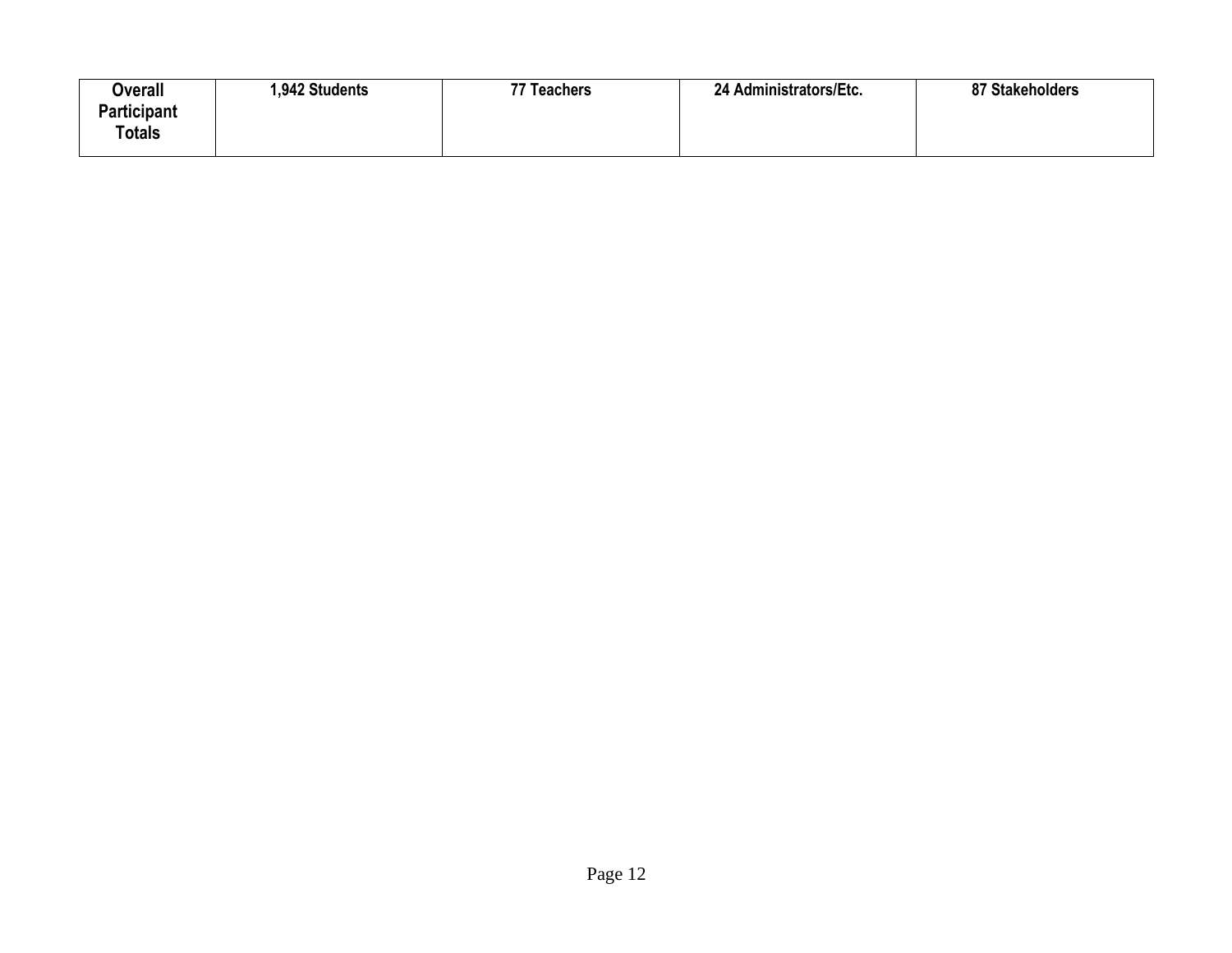| | | | | |
|---|---|---|---|---|
| **Overall Participant Totals** | **1,942 Students** | **77 Teachers** | **24 Administrators/Etc.** | **87 Stakeholders** |